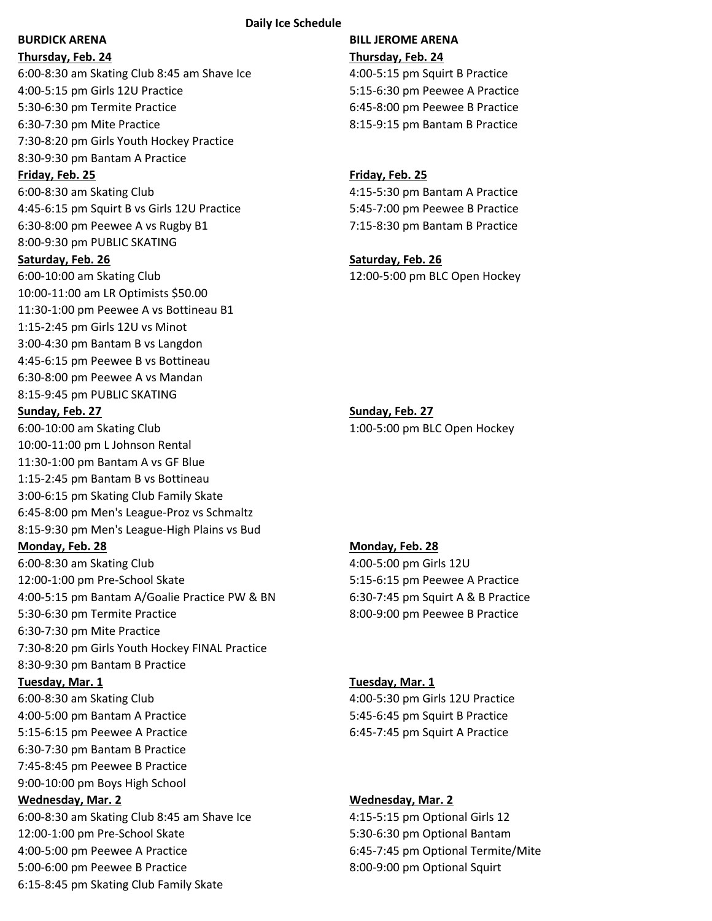**Daily Ice Schedule**

## BURDICK ARENA

**Thursday, Feb. 24**

6:00-8:30 am Skating Club 8:45 am Shave Ice
4:00-5:15 pm Girls 12U Practice
5:30-6:30 pm Termite Practice
6:30-7:30 pm Mite Practice
7:30-8:20 pm Girls Youth Hockey Practice
8:30-9:30 pm Bantam A Practice

**Friday, Feb. 25**

6:00-8:30 am Skating Club
4:45-6:15 pm Squirt B vs Girls 12U Practice
6:30-8:00 pm Peewee A vs Rugby B1
8:00-9:30 pm PUBLIC SKATING

**Saturday, Feb. 26**

6:00-10:00 am Skating Club
10:00-11:00 am LR Optimists $50.00
11:30-1:00 pm Peewee A vs Bottineau B1
1:15-2:45 pm Girls 12U vs Minot
3:00-4:30 pm Bantam B vs Langdon
4:45-6:15 pm Peewee B vs Bottineau
6:30-8:00 pm Peewee A vs Mandan
8:15-9:45 pm PUBLIC SKATING

**Sunday, Feb. 27**

6:00-10:00 am Skating Club
10:00-11:00 pm L Johnson Rental
11:30-1:00 pm Bantam A vs GF Blue
1:15-2:45 pm Bantam B vs Bottineau
3:00-6:15 pm Skating Club Family Skate
6:45-8:00 pm Men's League-Proz vs Schmaltz
8:15-9:30 pm Men's League-High Plains vs Bud

**Monday, Feb. 28**

6:00-8:30 am Skating Club
12:00-1:00 pm Pre-School Skate
4:00-5:15 pm Bantam A/Goalie Practice PW & BN
5:30-6:30 pm Termite Practice
6:30-7:30 pm Mite Practice
7:30-8:20 pm Girls Youth Hockey FINAL Practice
8:30-9:30 pm Bantam B Practice

**Tuesday, Mar. 1**

6:00-8:30 am Skating Club
4:00-5:00 pm Bantam A Practice
5:15-6:15 pm Peewee A Practice
6:30-7:30 pm Bantam B Practice
7:45-8:45 pm Peewee B Practice
9:00-10:00 pm Boys High School

**Wednesday, Mar. 2**

6:00-8:30 am Skating Club 8:45 am Shave Ice
12:00-1:00 pm Pre-School Skate
4:00-5:00 pm Peewee A Practice
5:00-6:00 pm Peewee B Practice
6:15-8:45 pm Skating Club Family Skate

## BILL JEROME ARENA

**Thursday, Feb. 24**

4:00-5:15 pm Squirt B Practice
5:15-6:30 pm Peewee A Practice
6:45-8:00 pm Peewee B Practice
8:15-9:15 pm Bantam B Practice

**Friday, Feb. 25**

4:15-5:30 pm Bantam A Practice
5:45-7:00 pm Peewee B Practice
7:15-8:30 pm Bantam B Practice

**Saturday, Feb. 26**

12:00-5:00 pm BLC Open Hockey

**Sunday, Feb. 27**

1:00-5:00 pm BLC Open Hockey

**Monday, Feb. 28**

4:00-5:00 pm Girls 12U
5:15-6:15 pm Peewee A Practice
6:30-7:45 pm Squirt A & B Practice
8:00-9:00 pm Peewee B Practice

**Tuesday, Mar. 1**

4:00-5:30 pm Girls 12U Practice
5:45-6:45 pm Squirt B Practice
6:45-7:45 pm Squirt A Practice

**Wednesday, Mar. 2**

4:15-5:15 pm Optional Girls 12
5:30-6:30 pm Optional Bantam
6:45-7:45 pm Optional Termite/Mite
8:00-9:00 pm Optional Squirt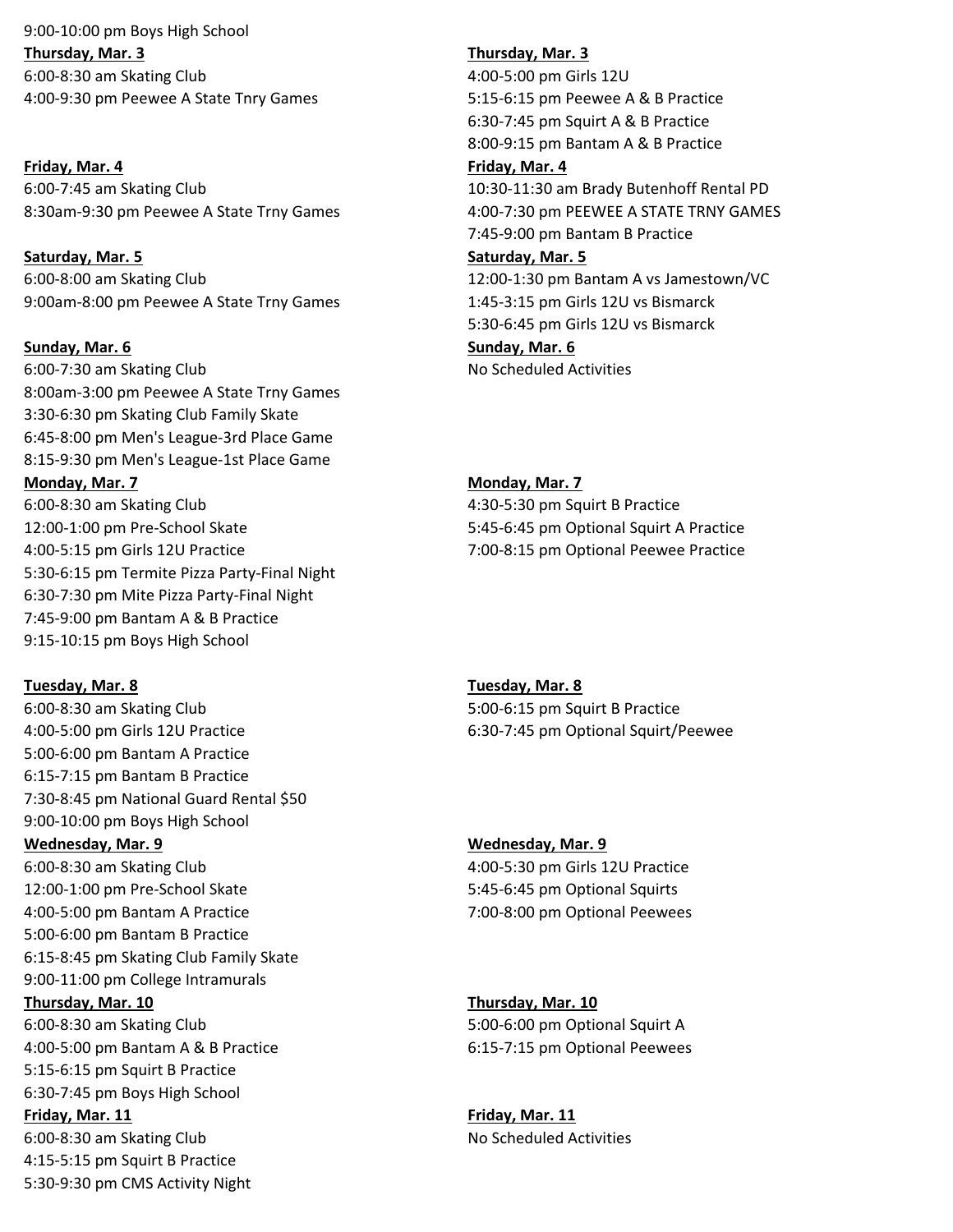9:00-10:00 pm Boys High School

**Thursday, Mar. 3**

6:00-8:30 am Skating Club
4:00-9:30 pm Peewee A State Tnry Games

**Friday, Mar. 4**

6:00-7:45 am Skating Club
8:30am-9:30 pm Peewee A State Trny Games

**Saturday, Mar. 5**

6:00-8:00 am Skating Club
9:00am-8:00 pm Peewee A State Trny Games

**Sunday, Mar. 6**

6:00-7:30 am Skating Club
8:00am-3:00 pm Peewee A State Trny Games
3:30-6:30 pm Skating Club Family Skate
6:45-8:00 pm Men's League-3rd Place Game
8:15-9:30 pm Men's League-1st Place Game

**Monday, Mar. 7**

6:00-8:30 am Skating Club
12:00-1:00 pm Pre-School Skate
4:00-5:15 pm Girls 12U Practice
5:30-6:15 pm Termite Pizza Party-Final Night
6:30-7:30 pm Mite Pizza Party-Final Night
7:45-9:00 pm Bantam A & B Practice
9:15-10:15 pm Boys High School

**Tuesday, Mar. 8**

6:00-8:30 am Skating Club
4:00-5:00 pm Girls 12U Practice
5:00-6:00 pm Bantam A Practice
6:15-7:15 pm Bantam B Practice
7:30-8:45 pm National Guard Rental $50
9:00-10:00 pm Boys High School

**Wednesday, Mar. 9**

6:00-8:30 am Skating Club
12:00-1:00 pm Pre-School Skate
4:00-5:00 pm Bantam A Practice
5:00-6:00 pm Bantam B Practice
6:15-8:45 pm Skating Club Family Skate
9:00-11:00 pm College Intramurals

**Thursday, Mar. 10**

6:00-8:30 am Skating Club
4:00-5:00 pm Bantam A & B Practice
5:15-6:15 pm Squirt B Practice
6:30-7:45 pm Boys High School

**Friday, Mar. 11**

6:00-8:30 am Skating Club
4:15-5:15 pm Squirt B Practice
5:30-9:30 pm CMS Activity Night

**Thursday, Mar. 3**

4:00-5:00 pm Girls 12U
5:15-6:15 pm Peewee A & B Practice
6:30-7:45 pm Squirt A & B Practice
8:00-9:15 pm Bantam A & B Practice

**Friday, Mar. 4**

10:30-11:30 am Brady Butenhoff Rental PD
4:00-7:30 pm PEEWEE A STATE TRNY GAMES
7:45-9:00 pm Bantam B Practice

**Saturday, Mar. 5**

12:00-1:30 pm Bantam A vs Jamestown/VC
1:45-3:15 pm Girls 12U vs Bismarck
5:30-6:45 pm Girls 12U vs Bismarck

**Sunday, Mar. 6**

No Scheduled Activities

**Monday, Mar. 7**

4:30-5:30 pm Squirt B Practice
5:45-6:45 pm Optional Squirt A Practice
7:00-8:15 pm Optional Peewee Practice

**Tuesday, Mar. 8**

5:00-6:15 pm Squirt B Practice
6:30-7:45 pm Optional Squirt/Peewee

**Wednesday, Mar. 9**

4:00-5:30 pm Girls 12U Practice
5:45-6:45 pm Optional Squirts
7:00-8:00 pm Optional Peewees

**Thursday, Mar. 10**

5:00-6:00 pm Optional Squirt A
6:15-7:15 pm Optional Peewees

**Friday, Mar. 11**

No Scheduled Activities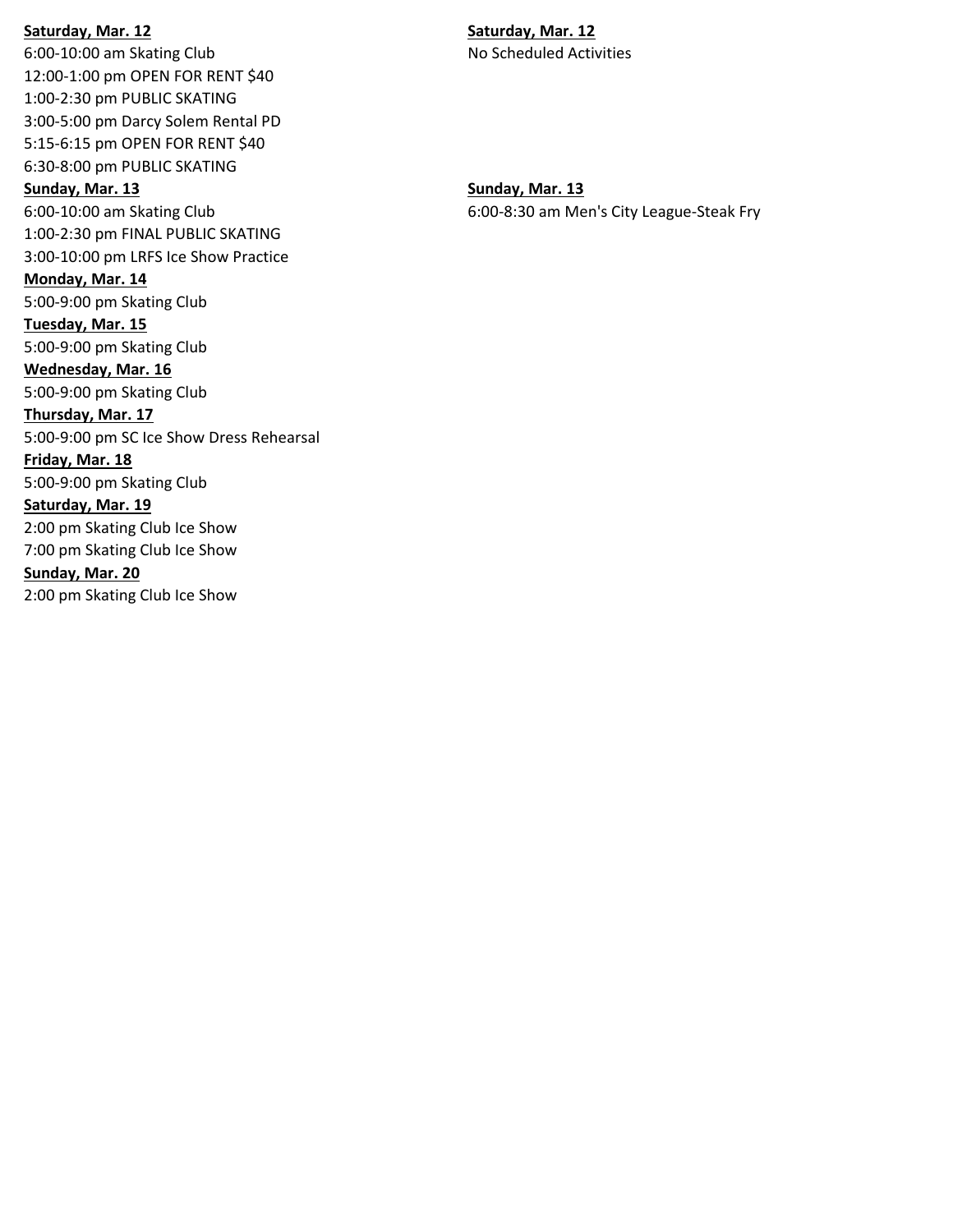**Saturday, Mar. 12**

6:00-10:00 am Skating Club

12:00-1:00 pm OPEN FOR RENT $40

1:00-2:30 pm PUBLIC SKATING

3:00-5:00 pm Darcy Solem Rental PD

5:15-6:15 pm OPEN FOR RENT $40

6:30-8:00 pm PUBLIC SKATING

**Sunday, Mar. 13**

6:00-10:00 am Skating Club

1:00-2:30 pm FINAL PUBLIC SKATING

3:00-10:00 pm LRFS Ice Show Practice

**Monday, Mar. 14**

5:00-9:00 pm Skating Club

**Tuesday, Mar. 15**

5:00-9:00 pm Skating Club

**Wednesday, Mar. 16**

5:00-9:00 pm Skating Club

**Thursday, Mar. 17**

5:00-9:00 pm SC Ice Show Dress Rehearsal

**Friday, Mar. 18**

5:00-9:00 pm Skating Club

**Saturday, Mar. 19**

2:00 pm Skating Club Ice Show

7:00 pm Skating Club Ice Show

**Sunday, Mar. 20**

2:00 pm Skating Club Ice Show

**Saturday, Mar. 12**

No Scheduled Activities

**Sunday, Mar. 13**

6:00-8:30 am Men's City League-Steak Fry